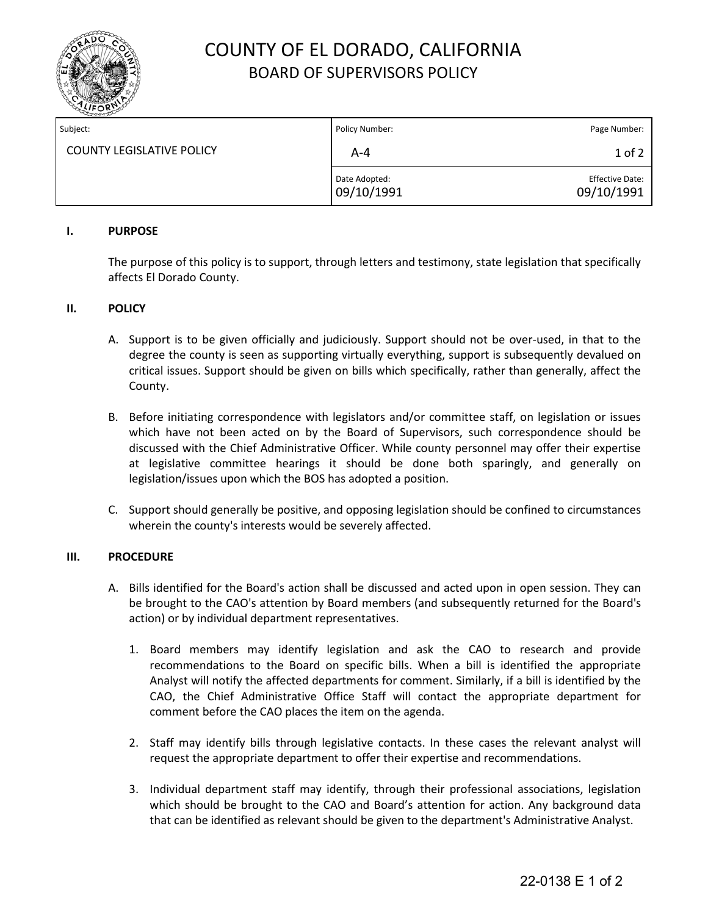# COUNTY OF EL DORADO, CALIFORNIA
## BOARD OF SUPERVISORS POLICY

| Subject: | Policy Number: | Page Number: |
|---|---|---|
| COUNTY LEGISLATIVE POLICY | A-4 | 1 of 2 |
| | Date Adopted: 09/10/1991 | Effective Date: 09/10/1991 |

### I. PURPOSE

The purpose of this policy is to support, through letters and testimony, state legislation that specifically affects El Dorado County.

### II. POLICY

A. Support is to be given officially and judiciously. Support should not be over-used, in that to the degree the county is seen as supporting virtually everything, support is subsequently devalued on critical issues. Support should be given on bills which specifically, rather than generally, affect the County.

B. Before initiating correspondence with legislators and/or committee staff, on legislation or issues which have not been acted on by the Board of Supervisors, such correspondence should be discussed with the Chief Administrative Officer. While county personnel may offer their expertise at legislative committee hearings it should be done both sparingly, and generally on legislation/issues upon which the BOS has adopted a position.

C. Support should generally be positive, and opposing legislation should be confined to circumstances wherein the county's interests would be severely affected.

### III. PROCEDURE

A. Bills identified for the Board's action shall be discussed and acted upon in open session. They can be brought to the CAO's attention by Board members (and subsequently returned for the Board's action) or by individual department representatives.

1. Board members may identify legislation and ask the CAO to research and provide recommendations to the Board on specific bills. When a bill is identified the appropriate Analyst will notify the affected departments for comment. Similarly, if a bill is identified by the CAO, the Chief Administrative Office Staff will contact the appropriate department for comment before the CAO places the item on the agenda.

2. Staff may identify bills through legislative contacts. In these cases the relevant analyst will request the appropriate department to offer their expertise and recommendations.

3. Individual department staff may identify, through their professional associations, legislation which should be brought to the CAO and Board's attention for action. Any background data that can be identified as relevant should be given to the department's Administrative Analyst.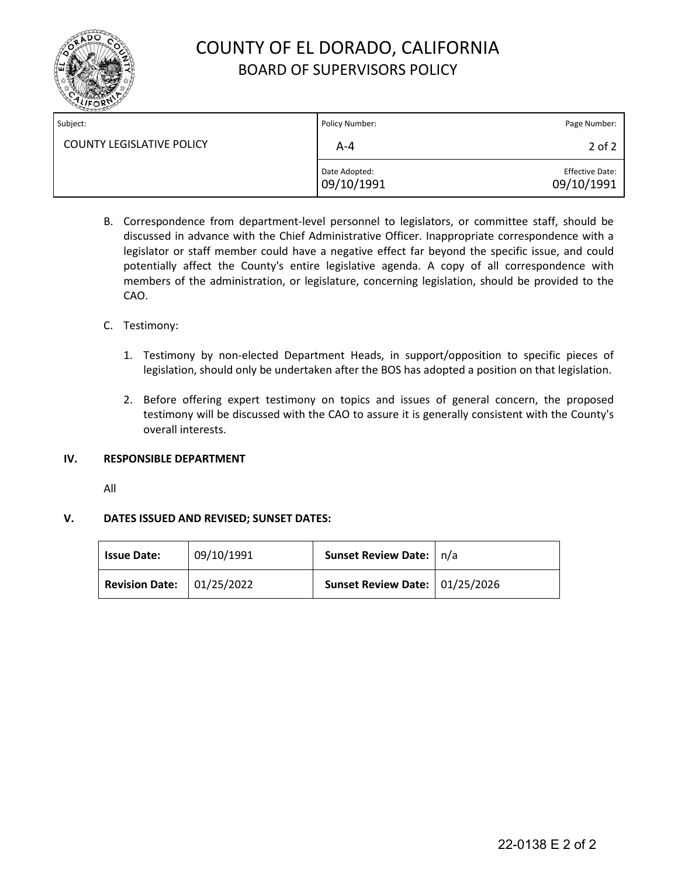# COUNTY OF EL DORADO, CALIFORNIA
## BOARD OF SUPERVISORS POLICY

| Subject: | Policy Number: | Page Number: |
|---|---|---|
| COUNTY LEGISLATIVE POLICY | A-4 | 2 of 2 |
| | Date Adopted: 09/10/1991 | Effective Date: 09/10/1991 |

B. Correspondence from department-level personnel to legislators, or committee staff, should be discussed in advance with the Chief Administrative Officer. Inappropriate correspondence with a legislator or staff member could have a negative effect far beyond the specific issue, and could potentially affect the County's entire legislative agenda. A copy of all correspondence with members of the administration, or legislature, concerning legislation, should be provided to the CAO.

C. Testimony:

1. Testimony by non-elected Department Heads, in support/opposition to specific pieces of legislation, should only be undertaken after the BOS has adopted a position on that legislation.

2. Before offering expert testimony on topics and issues of general concern, the proposed testimony will be discussed with the CAO to assure it is generally consistent with the County's overall interests.

### IV. RESPONSIBLE DEPARTMENT

All

### V. DATES ISSUED AND REVISED; SUNSET DATES:

| | | | |
|---|---|---|---|
| **Issue Date:** | 09/10/1991 | **Sunset Review Date:** | n/a |
| **Revision Date:** | 01/25/2022 | **Sunset Review Date:** | 01/25/2026 |

22-0138 E 2 of 2